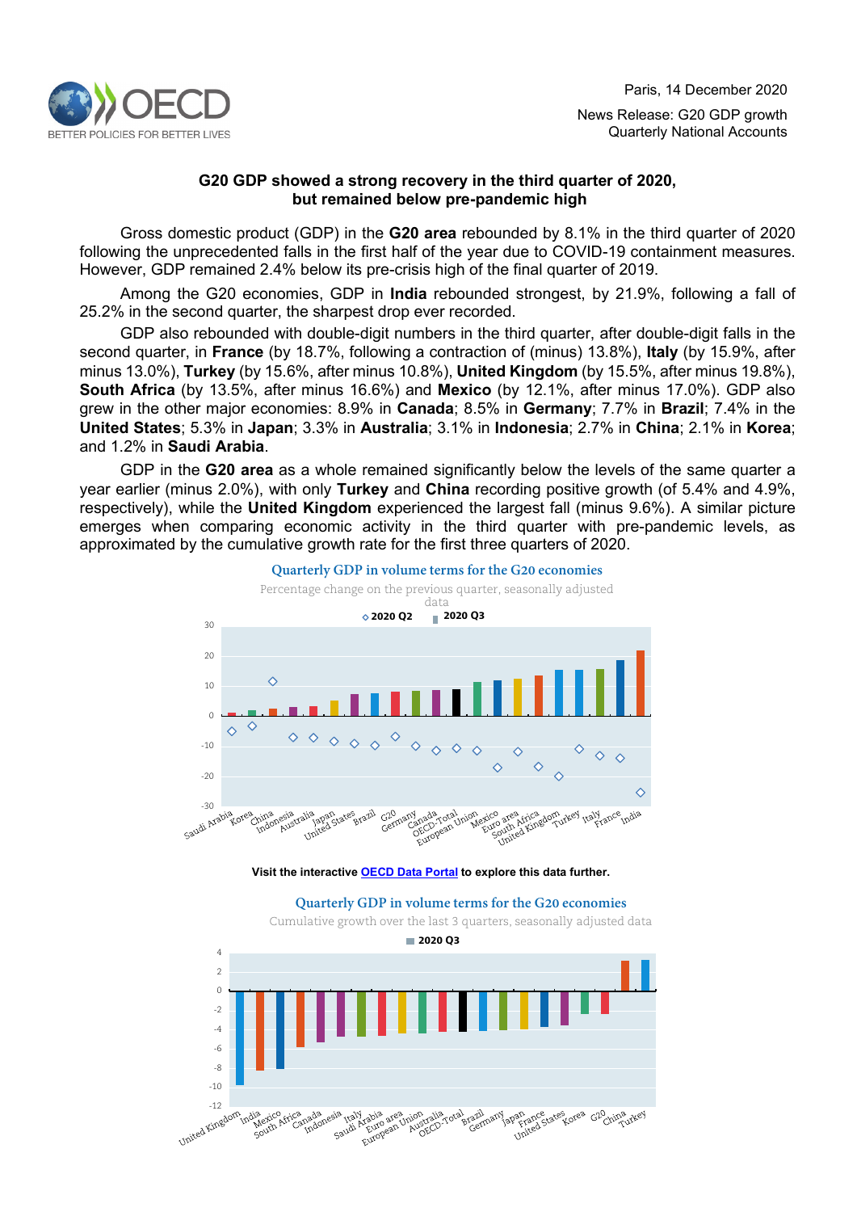Paris, 14 December 2020

News Release: G20 GDP growth
Quarterly National Accounts

## G20 GDP showed a strong recovery in the third quarter of 2020, but remained below pre-pandemic high

Gross domestic product (GDP) in the **G20 area** rebounded by 8.1% in the third quarter of 2020 following the unprecedented falls in the first half of the year due to COVID-19 containment measures. However, GDP remained 2.4% below its pre-crisis high of the final quarter of 2019.

Among the G20 economies, GDP in **India** rebounded strongest, by 21.9%, following a fall of 25.2% in the second quarter, the sharpest drop ever recorded.

GDP also rebounded with double-digit numbers in the third quarter, after double-digit falls in the second quarter, in **France** (by 18.7%, following a contraction of (minus) 13.8%), **Italy** (by 15.9%, after minus 13.0%), **Turkey** (by 15.6%, after minus 10.8%), **United Kingdom** (by 15.5%, after minus 19.8%), **South Africa** (by 13.5%, after minus 16.6%) and **Mexico** (by 12.1%, after minus 17.0%). GDP also grew in the other major economies: 8.9% in **Canada**; 8.5% in **Germany**; 7.7% in **Brazil**; 7.4% in the **United States**; 5.3% in **Japan**; 3.3% in **Australia**; 3.1% in **Indonesia**; 2.7% in **China**; 2.1% in **Korea**; and 1.2% in **Saudi Arabia**.

GDP in the **G20 area** as a whole remained significantly below the levels of the same quarter a year earlier (minus 2.0%), with only **Turkey** and **China** recording positive growth (of 5.4% and 4.9%, respectively), while the **United Kingdom** experienced the largest fall (minus 9.6%). A similar picture emerges when comparing economic activity in the third quarter with pre-pandemic levels, as approximated by the cumulative growth rate for the first three quarters of 2020.

**Quarterly GDP in volume terms for the G20 economies**

Percentage change on the previous quarter, seasonally adjusted data

◇ 2020 Q2 ▮ 2020 Q3

Saudi Arabia, Korea, China, Indonesia, Australia, Japan, United States, Brazil, G20, Germany, Canada, OECD-Total, European Union, Mexico, Euro area, South Africa, United Kingdom, Turkey, Italy, France, India

**Visit the interactive [OECD Data Portal](#) to explore this data further.**

**Quarterly GDP in volume terms for the G20 economies**

Cumulative growth over the last 3 quarters, seasonally adjusted data

▮ 2020 Q3

United Kingdom, India, Mexico, South Africa, Canada, Indonesia, Italy, Saudi Arabia, Euro area, European Union, Australia, OECD-Total, Brazil, Germany, Japan, France, United States, Korea, G20, China, Turkey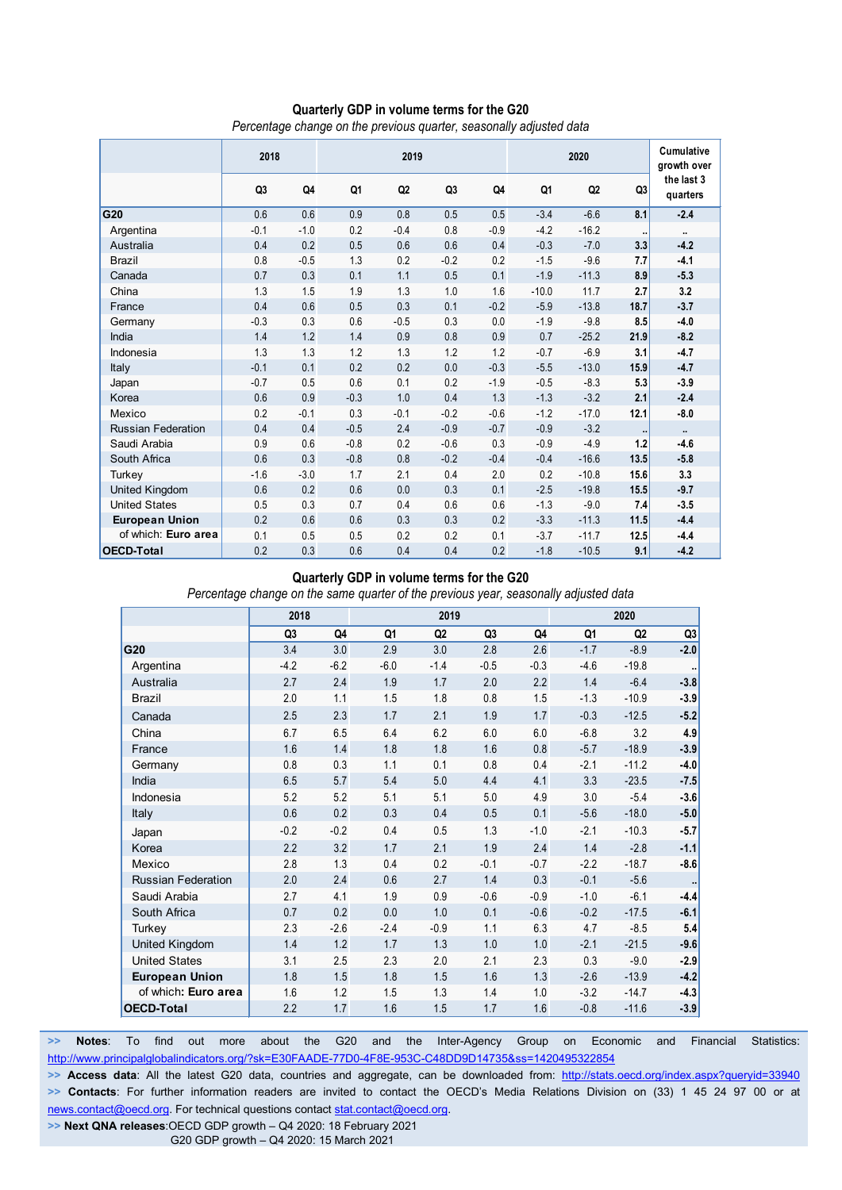## Quarterly GDP in volume terms for the G20

*Percentage change on the previous quarter, seasonally adjusted data*

| | 2018 | | 2019 | | | | 2020 | | | Cumulative growth over the last 3 quarters |
|---|---|---|---|---|---|---|---|---|---|---|
| | Q3 | Q4 | Q1 | Q2 | Q3 | Q4 | Q1 | Q2 | Q3 | |
| **G20** | 0.6 | 0.6 | 0.9 | 0.8 | 0.5 | 0.5 | -3.4 | -6.6 | **8.1** | **-2.4** |
| Argentina | -0.1 | -1.0 | 0.2 | -0.4 | 0.8 | -0.9 | -4.2 | -16.2 | .. | .. |
| Australia | 0.4 | 0.2 | 0.5 | 0.6 | 0.6 | 0.4 | -0.3 | -7.0 | **3.3** | **-4.2** |
| Brazil | 0.8 | -0.5 | 1.3 | 0.2 | -0.2 | 0.2 | -1.5 | -9.6 | **7.7** | **-4.1** |
| Canada | 0.7 | 0.3 | 0.1 | 1.1 | 0.5 | 0.1 | -1.9 | -11.3 | **8.9** | **-5.3** |
| China | 1.3 | 1.5 | 1.9 | 1.3 | 1.0 | 1.6 | -10.0 | 11.7 | **2.7** | **3.2** |
| France | 0.4 | 0.6 | 0.5 | 0.3 | 0.1 | -0.2 | -5.9 | -13.8 | **18.7** | **-3.7** |
| Germany | -0.3 | 0.3 | 0.6 | -0.5 | 0.3 | 0.0 | -1.9 | -9.8 | **8.5** | **-4.0** |
| India | 1.4 | 1.2 | 1.4 | 0.9 | 0.8 | 0.9 | 0.7 | -25.2 | **21.9** | **-8.2** |
| Indonesia | 1.3 | 1.3 | 1.2 | 1.3 | 1.2 | 1.2 | -0.7 | -6.9 | **3.1** | **-4.7** |
| Italy | -0.1 | 0.1 | 0.2 | 0.2 | 0.0 | -0.3 | -5.5 | -13.0 | **15.9** | **-4.7** |
| Japan | -0.7 | 0.5 | 0.6 | 0.1 | 0.2 | -1.9 | -0.5 | -8.3 | **5.3** | **-3.9** |
| Korea | 0.6 | 0.9 | -0.3 | 1.0 | 0.4 | 1.3 | -1.3 | -3.2 | **2.1** | **-2.4** |
| Mexico | 0.2 | -0.1 | 0.3 | -0.1 | -0.2 | -0.6 | -1.2 | -17.0 | **12.1** | **-8.0** |
| Russian Federation | 0.4 | 0.4 | -0.5 | 2.4 | -0.9 | -0.7 | -0.9 | -3.2 | .. | .. |
| Saudi Arabia | 0.9 | 0.6 | -0.8 | 0.2 | -0.6 | 0.3 | -0.9 | -4.9 | **1.2** | **-4.6** |
| South Africa | 0.6 | 0.3 | -0.8 | 0.8 | -0.2 | -0.4 | -0.4 | -16.6 | **13.5** | **-5.8** |
| Turkey | -1.6 | -3.0 | 1.7 | 2.1 | 0.4 | 2.0 | 0.2 | -10.8 | **15.6** | **3.3** |
| United Kingdom | 0.6 | 0.2 | 0.6 | 0.0 | 0.3 | 0.1 | -2.5 | -19.8 | **15.5** | **-9.7** |
| United States | 0.5 | 0.3 | 0.7 | 0.4 | 0.6 | 0.6 | -1.3 | -9.0 | **7.4** | **-3.5** |
| **European Union** | 0.2 | 0.6 | 0.6 | 0.3 | 0.3 | 0.2 | -3.3 | -11.3 | **11.5** | **-4.4** |
| of which: **Euro area** | 0.1 | 0.5 | 0.5 | 0.2 | 0.2 | 0.1 | -3.7 | -11.7 | **12.5** | **-4.4** |
| **OECD-Total** | 0.2 | 0.3 | 0.6 | 0.4 | 0.4 | 0.2 | -1.8 | -10.5 | **9.1** | **-4.2** |

## Quarterly GDP in volume terms for the G20

*Percentage change on the same quarter of the previous year, seasonally adjusted data*

| | 2018 | | 2019 | | | | 2020 | | |
|---|---|---|---|---|---|---|---|---|---|
| | Q3 | Q4 | Q1 | Q2 | Q3 | Q4 | Q1 | Q2 | Q3 |
| **G20** | 3.4 | 3.0 | 2.9 | 3.0 | 2.8 | 2.6 | -1.7 | -8.9 | **-2.0** |
| Argentina | -4.2 | -6.2 | -6.0 | -1.4 | -0.5 | -0.3 | -4.6 | -19.8 | .. |
| Australia | 2.7 | 2.4 | 1.9 | 1.7 | 2.0 | 2.2 | 1.4 | -6.4 | **-3.8** |
| Brazil | 2.0 | 1.1 | 1.5 | 1.8 | 0.8 | 1.5 | -1.3 | -10.9 | **-3.9** |
| Canada | 2.5 | 2.3 | 1.7 | 2.1 | 1.9 | 1.7 | -0.3 | -12.5 | **-5.2** |
| China | 6.7 | 6.5 | 6.4 | 6.2 | 6.0 | 6.0 | -6.8 | 3.2 | **4.9** |
| France | 1.6 | 1.4 | 1.8 | 1.8 | 1.6 | 0.8 | -5.7 | -18.9 | **-3.9** |
| Germany | 0.8 | 0.3 | 1.1 | 0.1 | 0.8 | 0.4 | -2.1 | -11.2 | **-4.0** |
| India | 6.5 | 5.7 | 5.4 | 5.0 | 4.4 | 4.1 | 3.3 | -23.5 | **-7.5** |
| Indonesia | 5.2 | 5.2 | 5.1 | 5.1 | 5.0 | 4.9 | 3.0 | -5.4 | **-3.6** |
| Italy | 0.6 | 0.2 | 0.3 | 0.4 | 0.5 | 0.1 | -5.6 | -18.0 | **-5.0** |
| Japan | -0.2 | -0.2 | 0.4 | 0.5 | 1.3 | -1.0 | -2.1 | -10.3 | **-5.7** |
| Korea | 2.2 | 3.2 | 1.7 | 2.1 | 1.9 | 2.4 | 1.4 | -2.8 | **-1.1** |
| Mexico | 2.8 | 1.3 | 0.4 | 0.2 | -0.1 | -0.7 | -2.2 | -18.7 | **-8.6** |
| Russian Federation | 2.0 | 2.4 | 0.6 | 2.7 | 1.4 | 0.3 | -0.1 | -5.6 | .. |
| Saudi Arabia | 2.7 | 4.1 | 1.9 | 0.9 | -0.6 | -0.9 | -1.0 | -6.1 | **-4.4** |
| South Africa | 0.7 | 0.2 | 0.0 | 1.0 | 0.1 | -0.6 | -0.2 | -17.5 | **-6.1** |
| Turkey | 2.3 | -2.6 | -2.4 | -0.9 | 1.1 | 6.3 | 4.7 | -8.5 | **5.4** |
| United Kingdom | 1.4 | 1.2 | 1.7 | 1.3 | 1.0 | 1.0 | -2.1 | -21.5 | **-9.6** |
| United States | 3.1 | 2.5 | 2.3 | 2.0 | 2.1 | 2.3 | 0.3 | -9.0 | **-2.9** |
| **European Union** | 1.8 | 1.5 | 1.8 | 1.5 | 1.6 | 1.3 | -2.6 | -13.9 | **-4.2** |
| of which: **Euro area** | 1.6 | 1.2 | 1.5 | 1.3 | 1.4 | 1.0 | -3.2 | -14.7 | **-4.3** |
| **OECD-Total** | 2.2 | 1.7 | 1.6 | 1.5 | 1.7 | 1.6 | -0.8 | -11.6 | **-3.9** |

>> **Notes**: To find out more about the G20 and the Inter-Agency Group on Economic and Financial Statistics: http://www.principalglobalindicators.org/?sk=E30FAADE-77D0-4F8E-953C-C48DD9D14735&ss=1420495322854

>> **Access data**: All the latest G20 data, countries and aggregate, can be downloaded from: http://stats.oecd.org/index.aspx?queryid=33940

>> **Contacts**: For further information readers are invited to contact the OECD's Media Relations Division on (33) 1 45 24 97 00 or at news.contact@oecd.org. For technical questions contact stat.contact@oecd.org.

>> **Next QNA releases**: OECD GDP growth – Q4 2020: 18 February 2021
G20 GDP growth – Q4 2020: 15 March 2021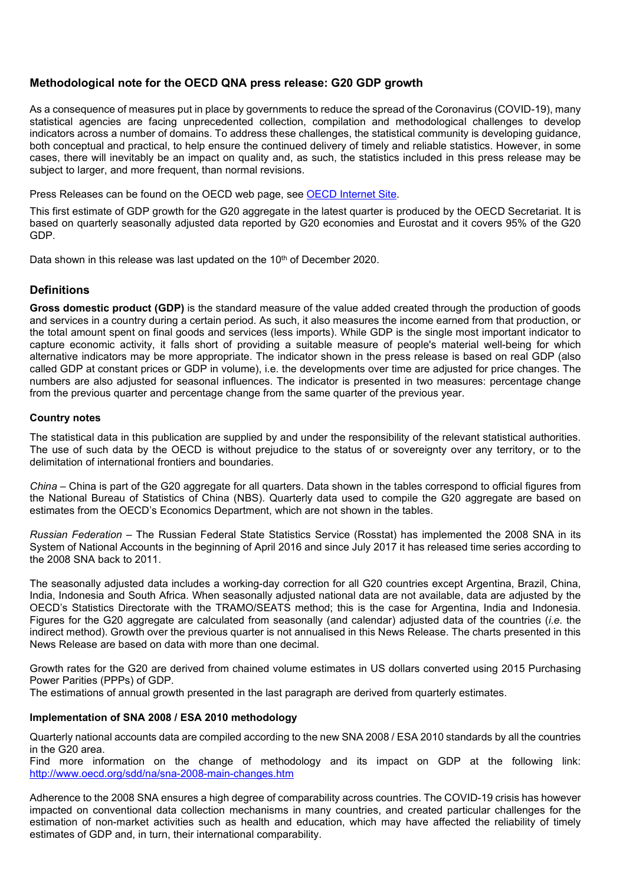## Methodological note for the OECD QNA press release: G20 GDP growth

As a consequence of measures put in place by governments to reduce the spread of the Coronavirus (COVID-19), many statistical agencies are facing unprecedented collection, compilation and methodological challenges to develop indicators across a number of domains. To address these challenges, the statistical community is developing guidance, both conceptual and practical, to help ensure the continued delivery of timely and reliable statistics. However, in some cases, there will inevitably be an impact on quality and, as such, the statistics included in this press release may be subject to larger, and more frequent, than normal revisions.

Press Releases can be found on the OECD web page, see [OECD Internet Site](#).

This first estimate of GDP growth for the G20 aggregate in the latest quarter is produced by the OECD Secretariat. It is based on quarterly seasonally adjusted data reported by G20 economies and Eurostat and it covers 95% of the G20 GDP.

Data shown in this release was last updated on the 10th of December 2020.

## Definitions

**Gross domestic product (GDP)** is the standard measure of the value added created through the production of goods and services in a country during a certain period. As such, it also measures the income earned from that production, or the total amount spent on final goods and services (less imports). While GDP is the single most important indicator to capture economic activity, it falls short of providing a suitable measure of people's material well-being for which alternative indicators may be more appropriate. The indicator shown in the press release is based on real GDP (also called GDP at constant prices or GDP in volume), i.e. the developments over time are adjusted for price changes. The numbers are also adjusted for seasonal influences. The indicator is presented in two measures: percentage change from the previous quarter and percentage change from the same quarter of the previous year.

### Country notes

The statistical data in this publication are supplied by and under the responsibility of the relevant statistical authorities. The use of such data by the OECD is without prejudice to the status of or sovereignty over any territory, or to the delimitation of international frontiers and boundaries.

*China* – China is part of the G20 aggregate for all quarters. Data shown in the tables correspond to official figures from the National Bureau of Statistics of China (NBS). Quarterly data used to compile the G20 aggregate are based on estimates from the OECD's Economics Department, which are not shown in the tables.

*Russian Federation* – The Russian Federal State Statistics Service (Rosstat) has implemented the 2008 SNA in its System of National Accounts in the beginning of April 2016 and since July 2017 it has released time series according to the 2008 SNA back to 2011.

The seasonally adjusted data includes a working-day correction for all G20 countries except Argentina, Brazil, China, India, Indonesia and South Africa. When seasonally adjusted national data are not available, data are adjusted by the OECD's Statistics Directorate with the TRAMO/SEATS method; this is the case for Argentina, India and Indonesia. Figures for the G20 aggregate are calculated from seasonally (and calendar) adjusted data of the countries (*i.e.* the indirect method). Growth over the previous quarter is not annualised in this News Release. The charts presented in this News Release are based on data with more than one decimal.

Growth rates for the G20 are derived from chained volume estimates in US dollars converted using 2015 Purchasing Power Parities (PPPs) of GDP.
The estimations of annual growth presented in the last paragraph are derived from quarterly estimates.

### Implementation of SNA 2008 / ESA 2010 methodology

Quarterly national accounts data are compiled according to the new SNA 2008 / ESA 2010 standards by all the countries in the G20 area.
Find more information on the change of methodology and its impact on GDP at the following link: [http://www.oecd.org/sdd/na/sna-2008-main-changes.htm](http://www.oecd.org/sdd/na/sna-2008-main-changes.htm)

Adherence to the 2008 SNA ensures a high degree of comparability across countries. The COVID-19 crisis has however impacted on conventional data collection mechanisms in many countries, and created particular challenges for the estimation of non-market activities such as health and education, which may have affected the reliability of timely estimates of GDP and, in turn, their international comparability.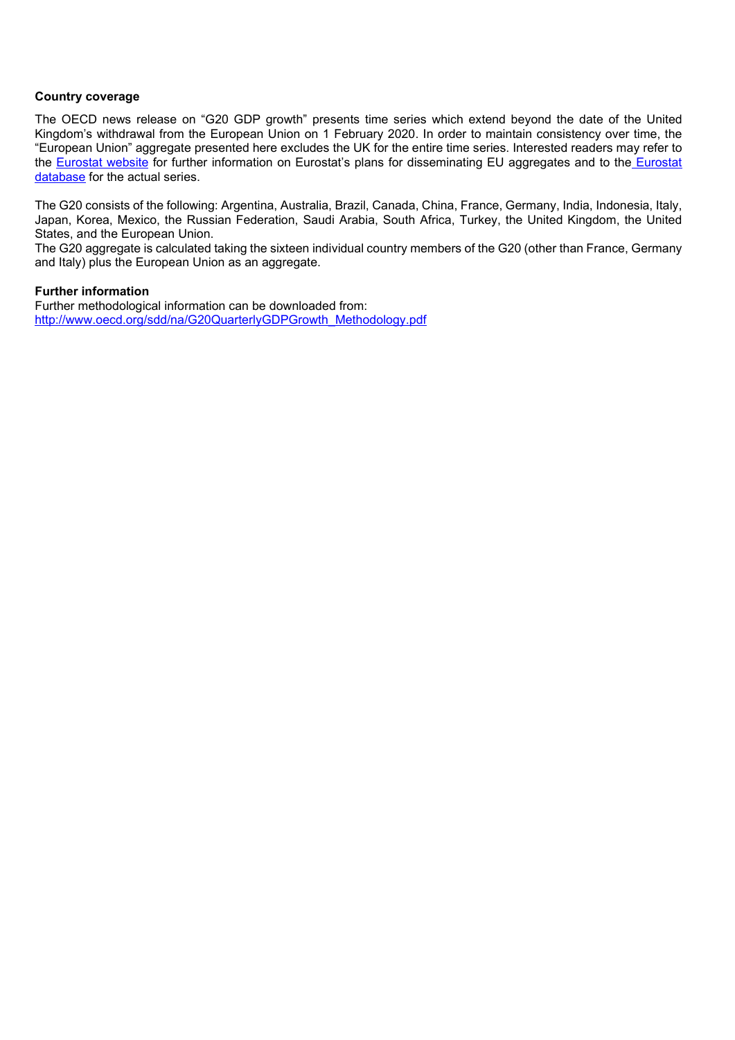**Country coverage**

The OECD news release on "G20 GDP growth" presents time series which extend beyond the date of the United Kingdom's withdrawal from the European Union on 1 February 2020. In order to maintain consistency over time, the "European Union" aggregate presented here excludes the UK for the entire time series. Interested readers may refer to the [Eurostat website](#) for further information on Eurostat's plans for disseminating EU aggregates and to the [Eurostat database](#) for the actual series.

The G20 consists of the following: Argentina, Australia, Brazil, Canada, China, France, Germany, India, Indonesia, Italy, Japan, Korea, Mexico, the Russian Federation, Saudi Arabia, South Africa, Turkey, the United Kingdom, the United States, and the European Union.
The G20 aggregate is calculated taking the sixteen individual country members of the G20 (other than France, Germany and Italy) plus the European Union as an aggregate.

**Further information**
Further methodological information can be downloaded from:
[http://www.oecd.org/sdd/na/G20QuarterlyGDPGrowth_Methodology.pdf](http://www.oecd.org/sdd/na/G20QuarterlyGDPGrowth_Methodology.pdf)